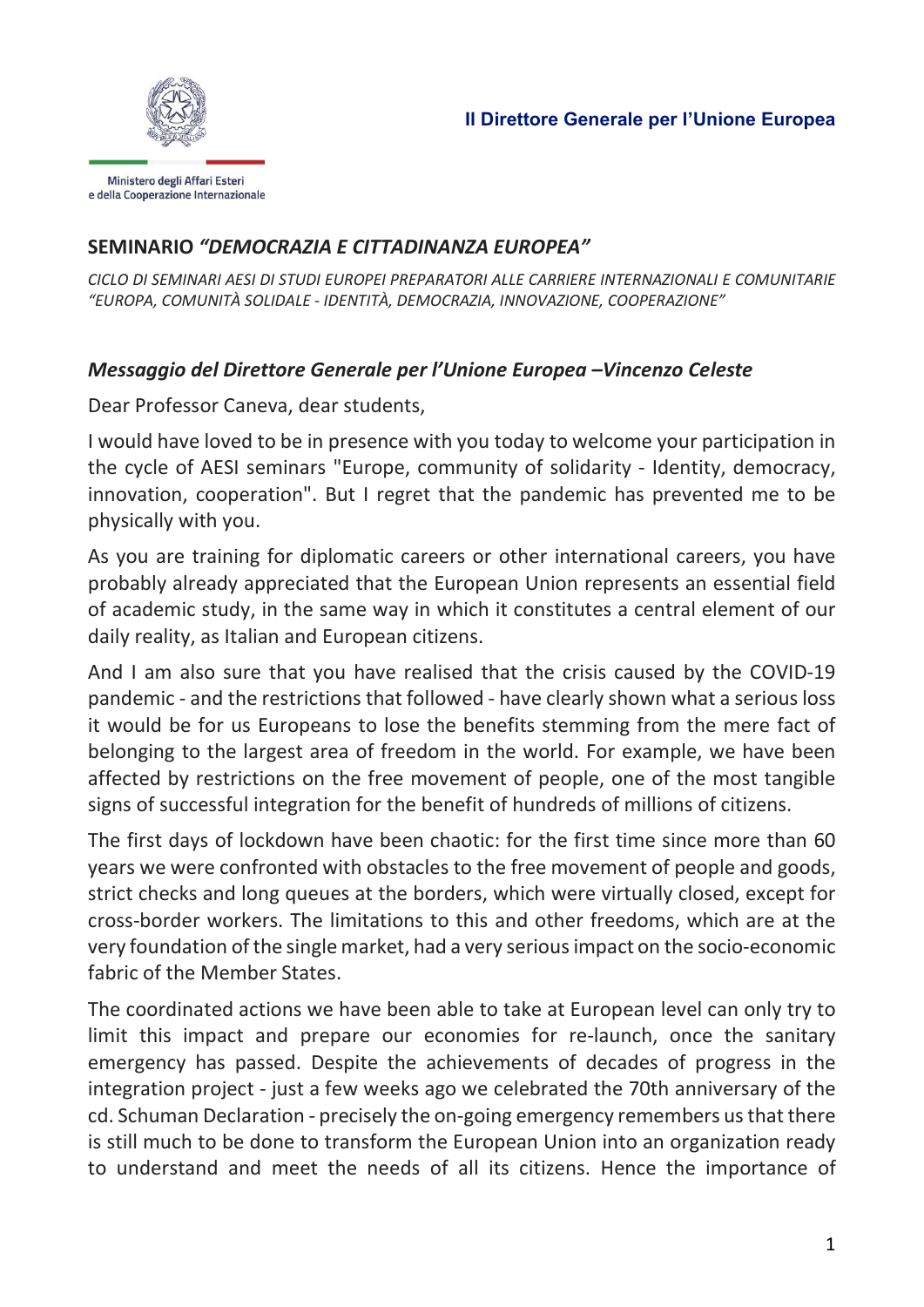Ministero degli Affari Esteri e della Cooperazione Internazionale

**Il Direttore Generale per l'Unione Europea**

## SEMINARIO *"DEMOCRAZIA E CITTADINANZA EUROPEA"*

*CICLO DI SEMINARI AESI DI STUDI EUROPEI PREPARATORI ALLE CARRIERE INTERNAZIONALI E COMUNITARIE "EUROPA, COMUNITÀ SOLIDALE - IDENTITÀ, DEMOCRAZIA, INNOVAZIONE, COOPERAZIONE"*

### *Messaggio del Direttore Generale per l'Unione Europea –Vincenzo Celeste*

Dear Professor Caneva, dear students,

I would have loved to be in presence with you today to welcome your participation in the cycle of AESI seminars "Europe, community of solidarity - Identity, democracy, innovation, cooperation". But I regret that the pandemic has prevented me to be physically with you.

As you are training for diplomatic careers or other international careers, you have probably already appreciated that the European Union represents an essential field of academic study, in the same way in which it constitutes a central element of our daily reality, as Italian and European citizens.

And I am also sure that you have realised that the crisis caused by the COVID-19 pandemic - and the restrictions that followed - have clearly shown what a serious loss it would be for us Europeans to lose the benefits stemming from the mere fact of belonging to the largest area of freedom in the world. For example, we have been affected by restrictions on the free movement of people, one of the most tangible signs of successful integration for the benefit of hundreds of millions of citizens.

The first days of lockdown have been chaotic: for the first time since more than 60 years we were confronted with obstacles to the free movement of people and goods, strict checks and long queues at the borders, which were virtually closed, except for cross-border workers. The limitations to this and other freedoms, which are at the very foundation of the single market, had a very serious impact on the socio-economic fabric of the Member States.

The coordinated actions we have been able to take at European level can only try to limit this impact and prepare our economies for re-launch, once the sanitary emergency has passed. Despite the achievements of decades of progress in the integration project - just a few weeks ago we celebrated the 70th anniversary of the cd. Schuman Declaration - precisely the on-going emergency remembers us that there is still much to be done to transform the European Union into an organization ready to understand and meet the needs of all its citizens. Hence the importance of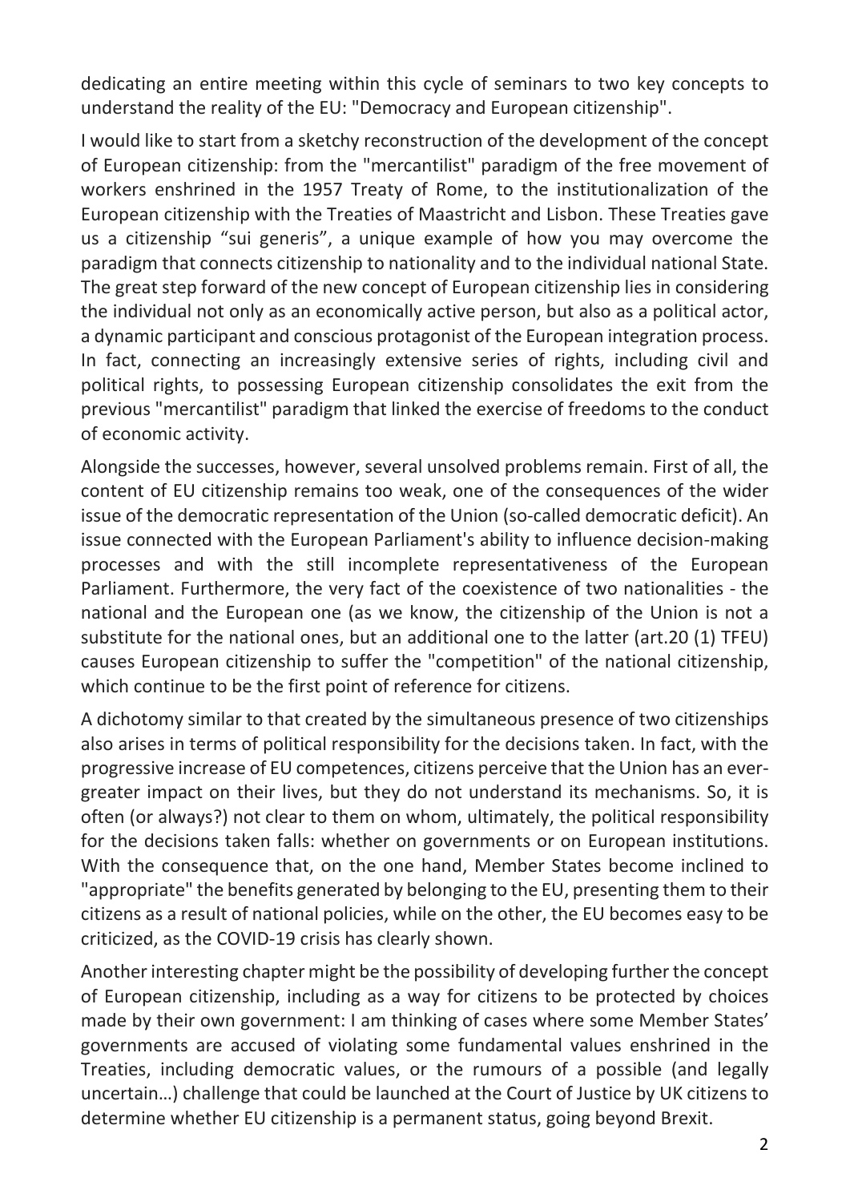dedicating an entire meeting within this cycle of seminars to two key concepts to understand the reality of the EU: "Democracy and European citizenship".

I would like to start from a sketchy reconstruction of the development of the concept of European citizenship: from the "mercantilist" paradigm of the free movement of workers enshrined in the 1957 Treaty of Rome, to the institutionalization of the European citizenship with the Treaties of Maastricht and Lisbon. These Treaties gave us a citizenship "sui generis", a unique example of how you may overcome the paradigm that connects citizenship to nationality and to the individual national State. The great step forward of the new concept of European citizenship lies in considering the individual not only as an economically active person, but also as a political actor, a dynamic participant and conscious protagonist of the European integration process. In fact, connecting an increasingly extensive series of rights, including civil and political rights, to possessing European citizenship consolidates the exit from the previous "mercantilist" paradigm that linked the exercise of freedoms to the conduct of economic activity.

Alongside the successes, however, several unsolved problems remain. First of all, the content of EU citizenship remains too weak, one of the consequences of the wider issue of the democratic representation of the Union (so-called democratic deficit). An issue connected with the European Parliament's ability to influence decision-making processes and with the still incomplete representativeness of the European Parliament. Furthermore, the very fact of the coexistence of two nationalities - the national and the European one (as we know, the citizenship of the Union is not a substitute for the national ones, but an additional one to the latter (art.20 (1) TFEU) causes European citizenship to suffer the "competition" of the national citizenship, which continue to be the first point of reference for citizens.

A dichotomy similar to that created by the simultaneous presence of two citizenships also arises in terms of political responsibility for the decisions taken. In fact, with the progressive increase of EU competences, citizens perceive that the Union has an ever-greater impact on their lives, but they do not understand its mechanisms. So, it is often (or always?) not clear to them on whom, ultimately, the political responsibility for the decisions taken falls: whether on governments or on European institutions. With the consequence that, on the one hand, Member States become inclined to "appropriate" the benefits generated by belonging to the EU, presenting them to their citizens as a result of national policies, while on the other, the EU becomes easy to be criticized, as the COVID-19 crisis has clearly shown.

Another interesting chapter might be the possibility of developing further the concept of European citizenship, including as a way for citizens to be protected by choices made by their own government: I am thinking of cases where some Member States' governments are accused of violating some fundamental values enshrined in the Treaties, including democratic values, or the rumours of a possible (and legally uncertain…) challenge that could be launched at the Court of Justice by UK citizens to determine whether EU citizenship is a permanent status, going beyond Brexit.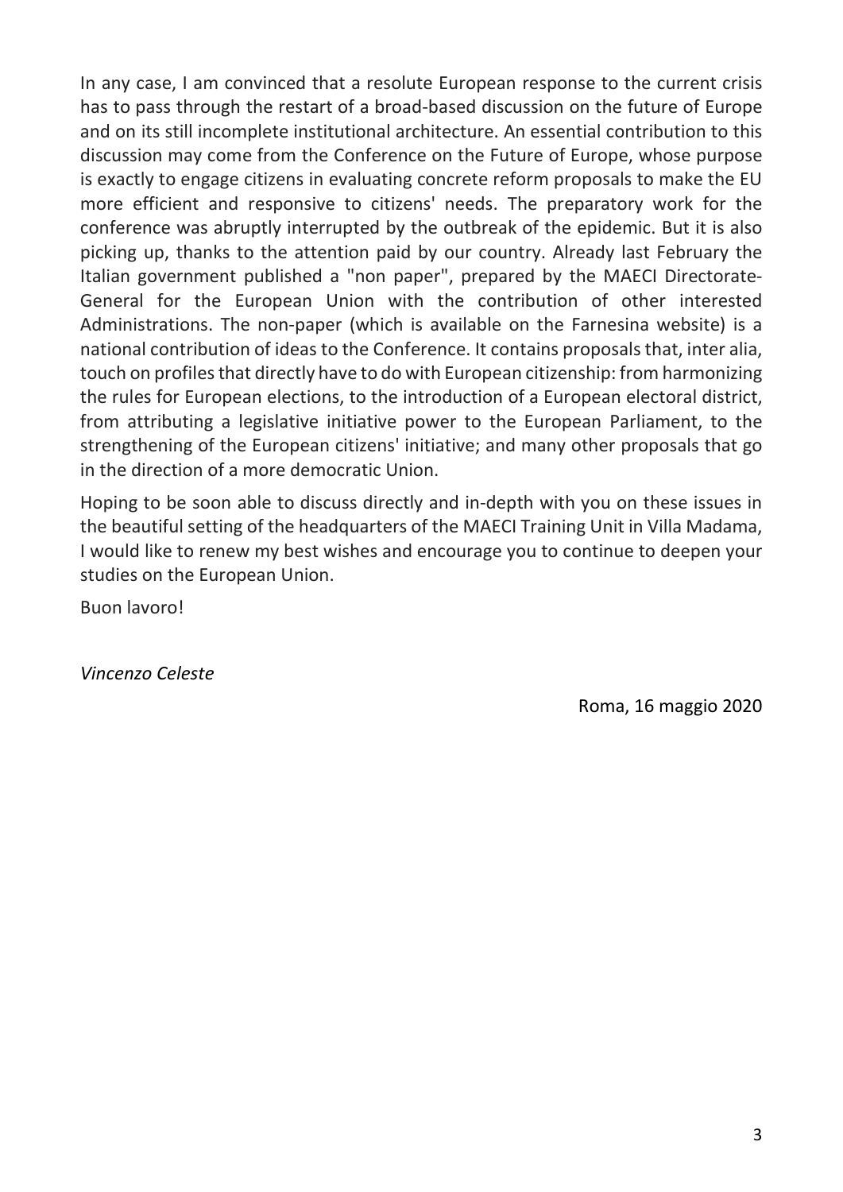In any case, I am convinced that a resolute European response to the current crisis has to pass through the restart of a broad-based discussion on the future of Europe and on its still incomplete institutional architecture. An essential contribution to this discussion may come from the Conference on the Future of Europe, whose purpose is exactly to engage citizens in evaluating concrete reform proposals to make the EU more efficient and responsive to citizens' needs. The preparatory work for the conference was abruptly interrupted by the outbreak of the epidemic. But it is also picking up, thanks to the attention paid by our country. Already last February the Italian government published a "non paper", prepared by the MAECI Directorate-General for the European Union with the contribution of other interested Administrations. The non-paper (which is available on the Farnesina website) is a national contribution of ideas to the Conference. It contains proposals that, inter alia, touch on profiles that directly have to do with European citizenship: from harmonizing the rules for European elections, to the introduction of a European electoral district, from attributing a legislative initiative power to the European Parliament, to the strengthening of the European citizens' initiative; and many other proposals that go in the direction of a more democratic Union.

Hoping to be soon able to discuss directly and in-depth with you on these issues in the beautiful setting of the headquarters of the MAECI Training Unit in Villa Madama, I would like to renew my best wishes and encourage you to continue to deepen your studies on the European Union.

Buon lavoro!

*Vincenzo Celeste*

Roma, 16 maggio 2020